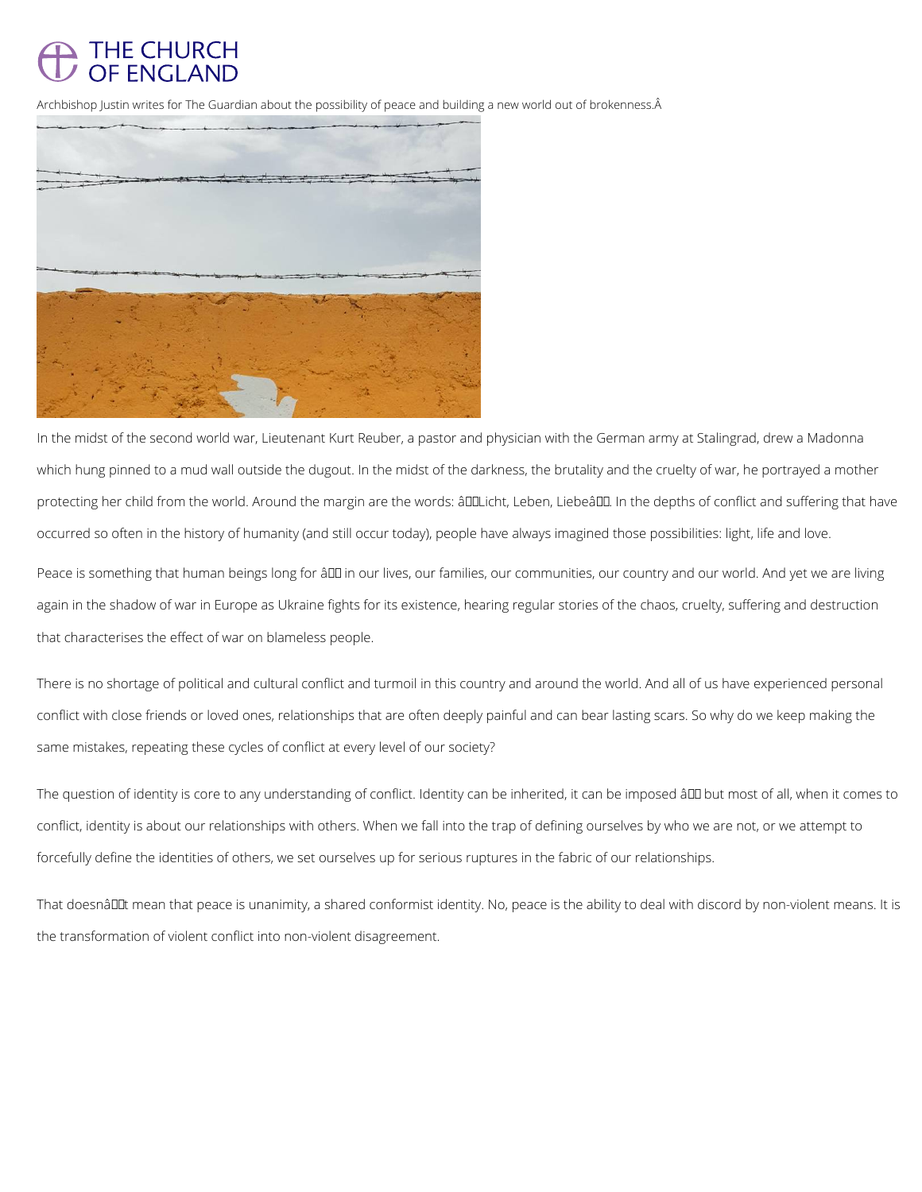# THE CHURCH OF ENGLAND

Archbishop Justin writes for The Guardian about the possibility of peace and building a new world out of brokenness.

In the midst of the second world war, Lieutenant Kurt Reuber, a pastor and physician with the German army at Stalingrad, drew a Madonna which hung pinned to a mud wall outside the dugout. In the midst of the darkness, the brutality and the cruelty of war, he portrayed a mother protecting her child from the world. Around the margin are the words: "Licht, Leben, Liebe". In the depths of conflict and suffering that have occurred so often in the history of humanity (and still occur today), people have always imagined those possibilities: light, life and love.

Peace is something that human beings long for – in our lives, our families, our communities, our country and our world. And yet we are living again in the shadow of war in Europe as Ukraine fights for its existence, hearing regular stories of the chaos, cruelty, suffering and destruction that characterises the effect of war on blameless people.

There is no shortage of political and cultural conflict and turmoil in this country and around the world. And all of us have experienced personal conflict with close friends or loved ones, relationships that are often deeply painful and can bear lasting scars. So why do we keep making the same mistakes, repeating these cycles of conflict at every level of our society?

The question of identity is core to any understanding of conflict. Identity can be inherited, it can be imposed – but most of all, when it comes to conflict, identity is about our relationships with others. When we fall into the trap of defining ourselves by who we are not, or we attempt to forcefully define the identities of others, we set ourselves up for serious ruptures in the fabric of our relationships.

That doesn't mean that peace is unanimity, a shared conformist identity. No, peace is the ability to deal with discord by non-violent means. It is the transformation of violent conflict into non-violent disagreement.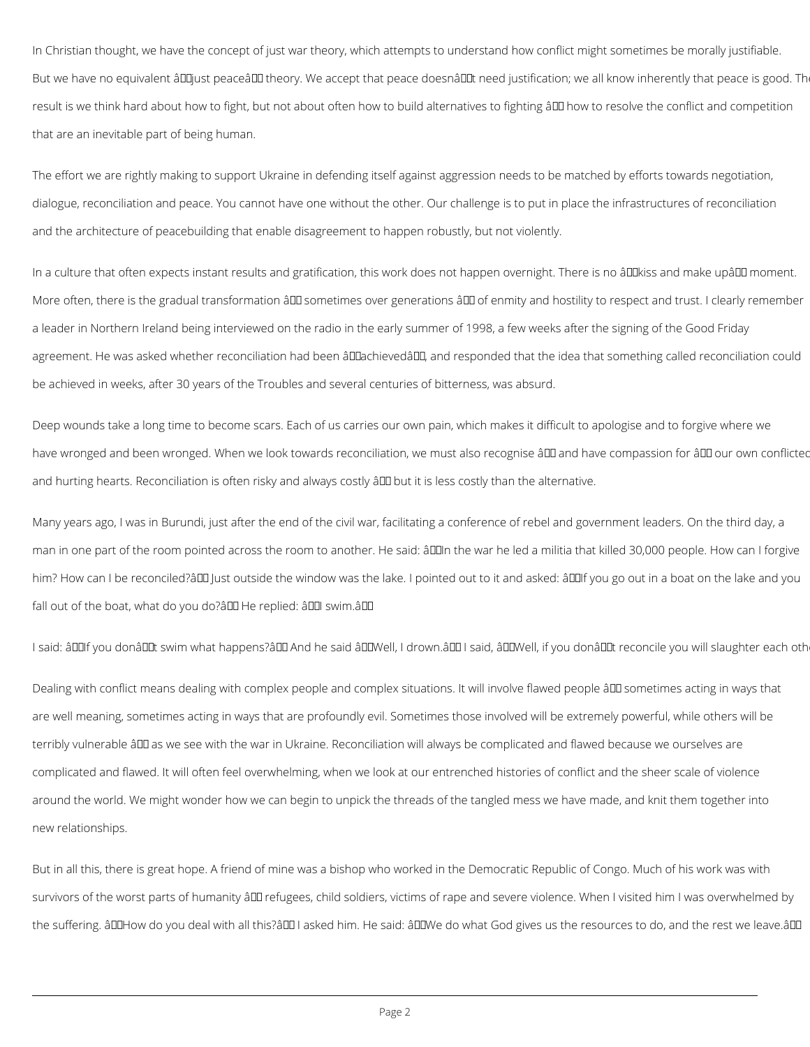In Christian thought, we have the concept of just war theory, which attempts to understand how conflict might sometimes be morally justifiable. But we have no equivalent “just peace” theory. We accept that peace doesn’t need justification; we all know inherently that peace is good. The result is we think hard about how to fight, but not about often how to build alternatives to fighting – how to resolve the conflict and competition that are an inevitable part of being human.

The effort we are rightly making to support Ukraine in defending itself against aggression needs to be matched by efforts towards negotiation, dialogue, reconciliation and peace. You cannot have one without the other. Our challenge is to put in place the infrastructures of reconciliation and the architecture of peacebuilding that enable disagreement to happen robustly, but not violently.

In a culture that often expects instant results and gratification, this work does not happen overnight. There is no “kiss and make up” moment. More often, there is the gradual transformation – sometimes over generations – of enmity and hostility to respect and trust. I clearly remember a leader in Northern Ireland being interviewed on the radio in the early summer of 1998, a few weeks after the signing of the Good Friday agreement. He was asked whether reconciliation had been “achieved”, and responded that the idea that something called reconciliation could be achieved in weeks, after 30 years of the Troubles and several centuries of bitterness, was absurd.

Deep wounds take a long time to become scars. Each of us carries our own pain, which makes it difficult to apologise and to forgive where we have wronged and been wronged. When we look towards reconciliation, we must also recognise – and have compassion for – our own conflicted and hurting hearts. Reconciliation is often risky and always costly – but it is less costly than the alternative.

Many years ago, I was in Burundi, just after the end of the civil war, facilitating a conference of rebel and government leaders. On the third day, a man in one part of the room pointed across the room to another. He said: “In the war he led a militia that killed 30,000 people. How can I forgive him? How can I be reconciled?” Just outside the window was the lake. I pointed out to it and asked: “If you go out in a boat on the lake and you fall out of the boat, what do you do?” He replied: “I swim.”

I said: “If you don’t swim what happens?” And he said “Well, I drown.” I said, “Well, if you don’t reconcile you will slaughter each other

Dealing with conflict means dealing with complex people and complex situations. It will involve flawed people – sometimes acting in ways that are well meaning, sometimes acting in ways that are profoundly evil. Sometimes those involved will be extremely powerful, while others will be terribly vulnerable – as we see with the war in Ukraine. Reconciliation will always be complicated and flawed because we ourselves are complicated and flawed. It will often feel overwhelming, when we look at our entrenched histories of conflict and the sheer scale of violence around the world. We might wonder how we can begin to unpick the threads of the tangled mess we have made, and knit them together into new relationships.

But in all this, there is great hope. A friend of mine was a bishop who worked in the Democratic Republic of Congo. Much of his work was with survivors of the worst parts of humanity – refugees, child soldiers, victims of rape and severe violence. When I visited him I was overwhelmed by the suffering. “How do you deal with all this?” I asked him. He said: “We do what God gives us the resources to do, and the rest we leave.”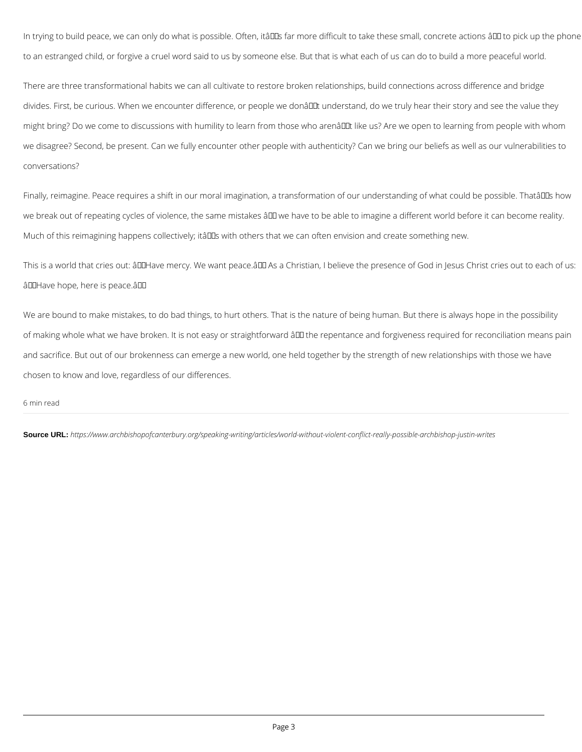In trying to build peace, we can only do what is possible. Often, itâs far more difficult to take these small, concrete actions â to pick up the phone to an estranged child, or forgive a cruel word said to us by someone else. But that is what each of us can do to build a more peaceful world.

There are three transformational habits we can all cultivate to restore broken relationships, build connections across difference and bridge divides. First, be curious. When we encounter difference, or people we donât understand, do we truly hear their story and see the value they might bring? Do we come to discussions with humility to learn from those who arenât like us? Are we open to learning from people with whom we disagree? Second, be present. Can we fully encounter other people with authenticity? Can we bring our beliefs as well as our vulnerabilities to conversations?

Finally, reimagine. Peace requires a shift in our moral imagination, a transformation of our understanding of what could be possible. Thatâs how we break out of repeating cycles of violence, the same mistakes â we have to be able to imagine a different world before it can become reality. Much of this reimagining happens collectively; itâs with others that we can often envision and create something new.

This is a world that cries out: âHave mercy. We want peace.â As a Christian, I believe the presence of God in Jesus Christ cries out to each of us: âHave hope, here is peace.â

We are bound to make mistakes, to do bad things, to hurt others. That is the nature of being human. But there is always hope in the possibility of making whole what we have broken. It is not easy or straightforward â the repentance and forgiveness required for reconciliation means pain and sacrifice. But out of our brokenness can emerge a new world, one held together by the strength of new relationships with those we have chosen to know and love, regardless of our differences.

6 min read

**Source URL:** *https://www.archbishopofcanterbury.org/speaking-writing/articles/world-without-violent-conflict-really-possible-archbishop-justin-writes*